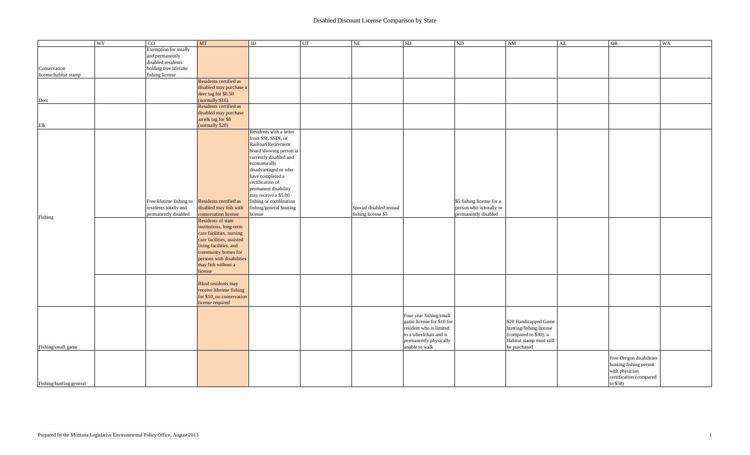# Disabled Discount License Comparison by State

| | WY | CO | MT | ID | UT | NE | SD | ND | NM | AZ | OR | WA |
|---|---|---|---|---|---|---|---|---|---|---|---|---|
| Conservation license/habitat stamp | | Exemption for totally and permanently disabled residents holding free lifetime fishing license | | | | | | | | | | |
| Deer | | | Residents certified as disabled may purchase a deer tag for $6.50 (normally $16) | | | | | | | | | |
| Elk | | | Residents certified as disabled may purchase an elk tag for $8 (normally $20) | | | | | | | | | |
| Fishing | | Free lifetime fishing to residents totally and permanently disabled | Residents certified as disabled may fish with conservation license | Residents with a letter from SSI, SSDI, or Railroad Retirement board showing person is currently disabled and economically disadvantaged or who have completed a certification of permanent disability may receive a $5.00 fishing or combination fishing/general hunting license | | Special disabled annual fishing license $5 | | $5 fishing license for a person who is totally or permanently disabled | | | | |
| | | | Residents of state institutions, long-term care facilities, nursing care facilities, assisted living facilities, and community homes for persons with disabilities may fish without a license | | | | | | | | | |
| | | | Blind residents may receive lifetime fishing for $10, no conservation license required | | | | | | | | | |
| Fishing/small game | | | | | | | Four year fishing/small game license for $10 for resident who is limited to a wheelchair and is permanently physically unable to walk | | $20 Handicapped Game hunting/fishing license (compared to $30); a Habitat stamp must still be purchased | | | |
| Fishing/hunting general | | | | | | | | | | | Free Oregon disabilities hunting/fishing permit with physician certification (compared to $58) | |

Prepared by the Montana Legislative Environmental Policy Office, August 2013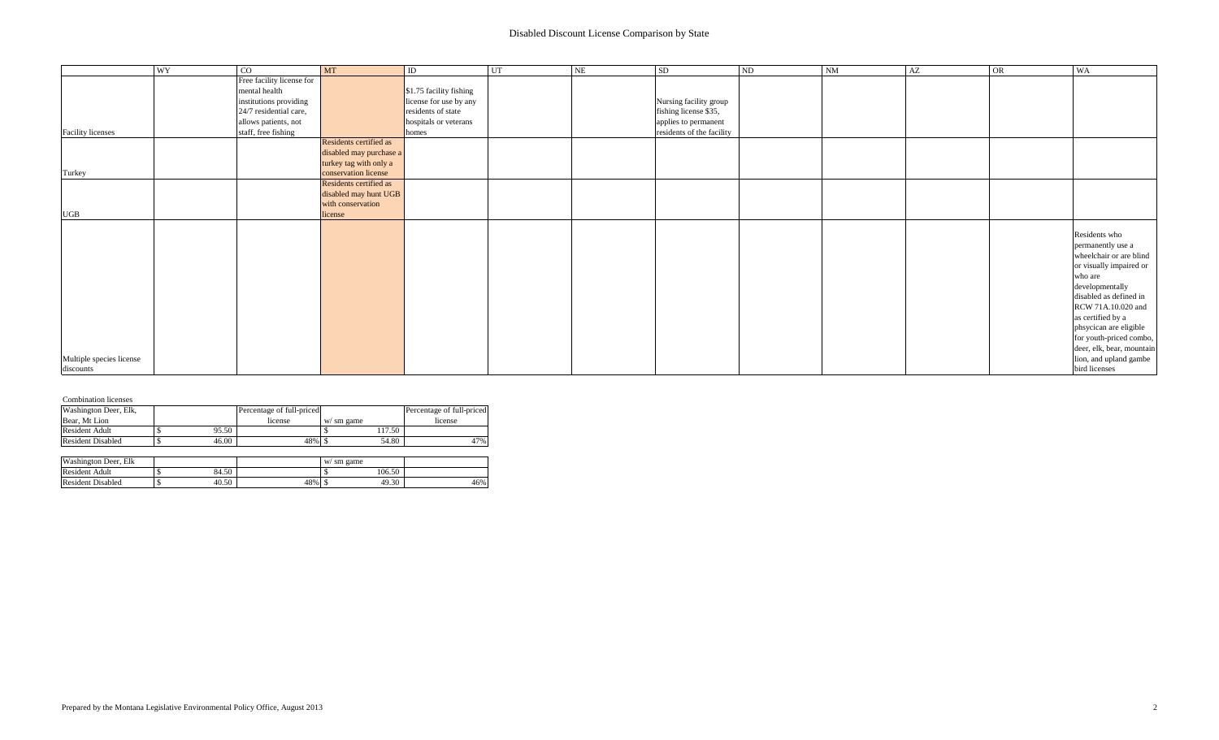# Disabled Discount License Comparison by State

| | WY | CO | MT | ID | UT | NE | SD | ND | NM | AZ | OR | WA |
|---|---|---|---|---|---|---|---|---|---|---|---|---|
| Facility licenses | | Free facility license for mental health institutions providing 24/7 residential care, allows patients, not staff, free fishing | | $1.75 facility fishing license for use by any residents of state hospitals or veterans homes | | | Nursing facility group fishing license $35, applies to permanent residents of the facility | | | | | |
| Turkey | | | Residents certified as disabled may purchase a turkey tag with only a conservation license | | | | | | | | | |
| UGB | | | Residents certified as disabled may hunt UGB with conservation license | | | | | | | | | |
| Multiple species license discounts | | | | | | | | | | | | Residents who permanently use a wheelchair or are blind or visually impaired or who are developmentally disabled as defined in RCW 71A.10.020 and as certified by a phsycican are eligible for youth-priced combo, deer, elk, bear, mountain lion, and upland gambe bird licenses |

Combination licenses

| Washington Deer, Elk, Bear, Mt Lion | | Percentage of full-priced license | w/ sm game | Percentage of full-priced license |
|---|---|---|---|---|
| Resident Adult | $ 95.50 | | $ 117.50 | |
| Resident Disabled | $ 46.00 | 48% | $ 54.80 | 47% |

| Washington Deer, Elk | | | w/ sm game | |
|---|---|---|---|---|
| Resident Adult | $ 84.50 | | $ 106.50 | |
| Resident Disabled | $ 40.50 | 48% | $ 49.30 | 46% |

Prepared by the Montana Legislative Environmental Policy Office, August 2013